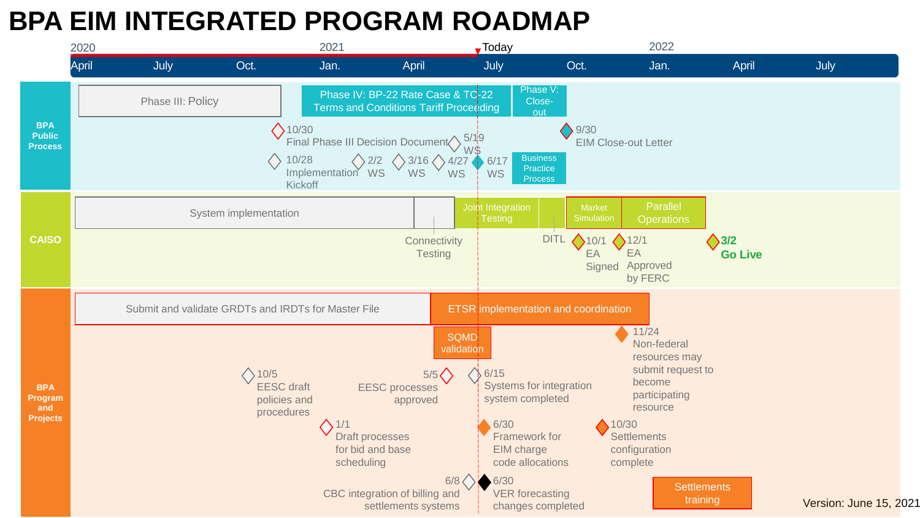# BPA EIM INTEGRATED PROGRAM ROADMAP

Timeline: 2020 (April, July, Oct.) — 2021 (Jan., April, Today, July, Oct.) — 2022 (Jan., April, July)

## BPA Public Process

- Phase III: Policy
- Phase IV: BP-22 Rate Case & TC-22 Terms and Conditions Tariff Proceeding
- Phase V: Close-out
- Business Practice Process
- 10/30 Final Phase III Decision Document
- 10/28 Implementation Kickoff
- 2/2 WS
- 3/16 WS
- 4/27 WS
- 5/19 WS
- 6/17 WS
- 9/30 EIM Close-out Letter

## CAISO

- System implementation
- Connectivity Testing
- Joint Integration Testing
- DITL
- Market Simulation
- Parallel Operations
- 10/1 EA Signed
- 12/1 EA Approved by FERC
- **3/2 Go Live**

## BPA Program and Projects

- Submit and validate GRDTs and IRDTs for Master File
- ETSR implementation and coordination
- SQMD validation
- Settlements training
- 10/5 EESC draft policies and procedures
- 1/1 Draft processes for bid and base scheduling
- 5/5 EESC processes approved
- 6/8 CBC integration of billing and settlements systems
- 6/15 Systems for integration system completed
- 6/30 Framework for EIM charge code allocations
- 6/30 VER forecasting changes completed
- 10/30 Settlements configuration complete
- 11/24 Non-federal resources may submit request to become participating resource

Version: June 15, 2021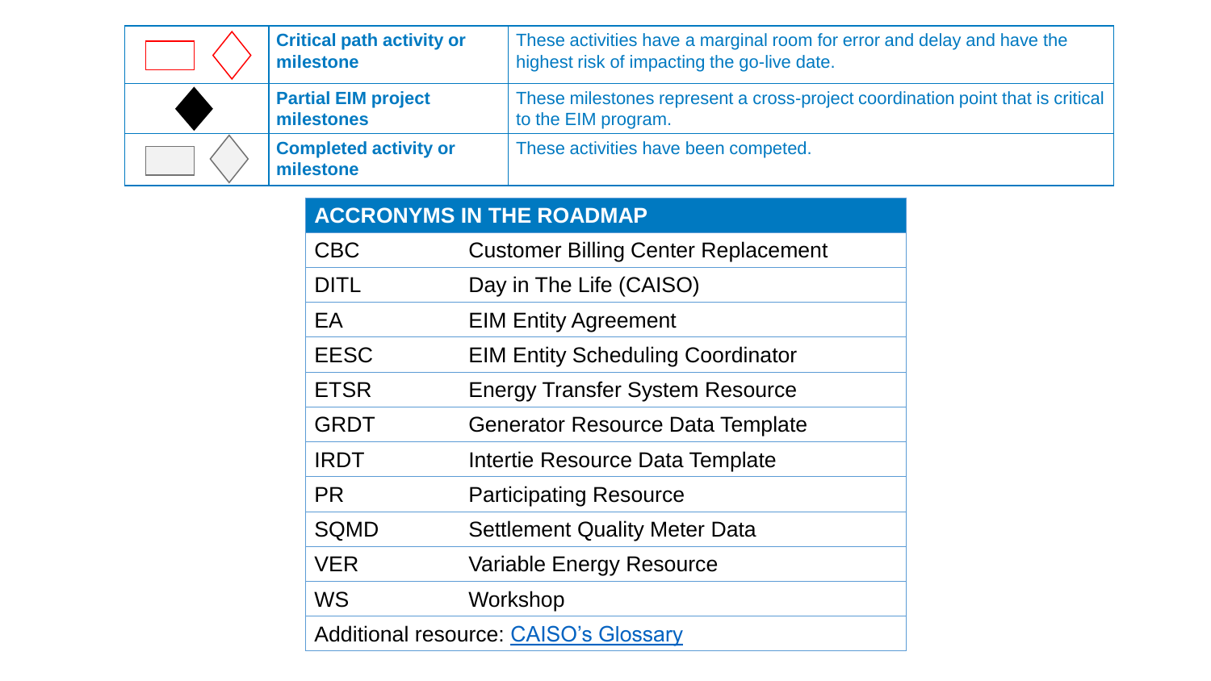| | | |
|---|---|---|
| | **Critical path activity or milestone** | These activities have a marginal room for error and delay and have the highest risk of impacting the go-live date. |
| | **Partial EIM project milestones** | These milestones represent a cross-project coordination point that is critical to the EIM program. |
| | **Completed activity or milestone** | These activities have been competed. |

| ACCRONYMS IN THE ROADMAP | |
|---|---|
| CBC | Customer Billing Center Replacement |
| DITL | Day in The Life (CAISO) |
| EA | EIM Entity Agreement |
| EESC | EIM Entity Scheduling Coordinator |
| ETSR | Energy Transfer System Resource |
| GRDT | Generator Resource Data Template |
| IRDT | Intertie Resource Data Template |
| PR | Participating Resource |
| SQMD | Settlement Quality Meter Data |
| VER | Variable Energy Resource |
| WS | Workshop |
| Additional resource: CAISO's Glossary | |